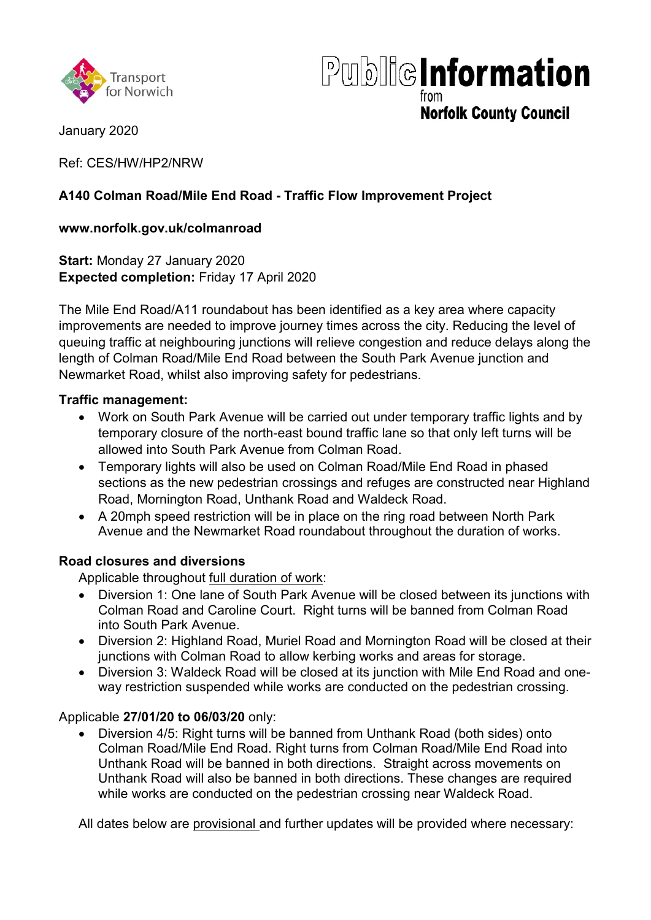Transport for Norwich

**Public Information** from **Norfolk County Council**

January 2020

Ref: CES/HW/HP2/NRW

**A140 Colman Road/Mile End Road - Traffic Flow Improvement Project**

**www.norfolk.gov.uk/colmanroad**

**Start:** Monday 27 January 2020
**Expected completion:** Friday 17 April 2020

The Mile End Road/A11 roundabout has been identified as a key area where capacity improvements are needed to improve journey times across the city. Reducing the level of queuing traffic at neighbouring junctions will relieve congestion and reduce delays along the length of Colman Road/Mile End Road between the South Park Avenue junction and Newmarket Road, whilst also improving safety for pedestrians.

**Traffic management:**

- Work on South Park Avenue will be carried out under temporary traffic lights and by temporary closure of the north-east bound traffic lane so that only left turns will be allowed into South Park Avenue from Colman Road.
- Temporary lights will also be used on Colman Road/Mile End Road in phased sections as the new pedestrian crossings and refuges are constructed near Highland Road, Mornington Road, Unthank Road and Waldeck Road.
- A 20mph speed restriction will be in place on the ring road between North Park Avenue and the Newmarket Road roundabout throughout the duration of works.

**Road closures and diversions**

Applicable throughout full duration of work:

- Diversion 1: One lane of South Park Avenue will be closed between its junctions with Colman Road and Caroline Court. Right turns will be banned from Colman Road into South Park Avenue.
- Diversion 2: Highland Road, Muriel Road and Mornington Road will be closed at their junctions with Colman Road to allow kerbing works and areas for storage.
- Diversion 3: Waldeck Road will be closed at its junction with Mile End Road and one-way restriction suspended while works are conducted on the pedestrian crossing.

Applicable **27/01/20 to 06/03/20** only:

- Diversion 4/5: Right turns will be banned from Unthank Road (both sides) onto Colman Road/Mile End Road. Right turns from Colman Road/Mile End Road into Unthank Road will be banned in both directions. Straight across movements on Unthank Road will also be banned in both directions. These changes are required while works are conducted on the pedestrian crossing near Waldeck Road.

All dates below are provisional and further updates will be provided where necessary: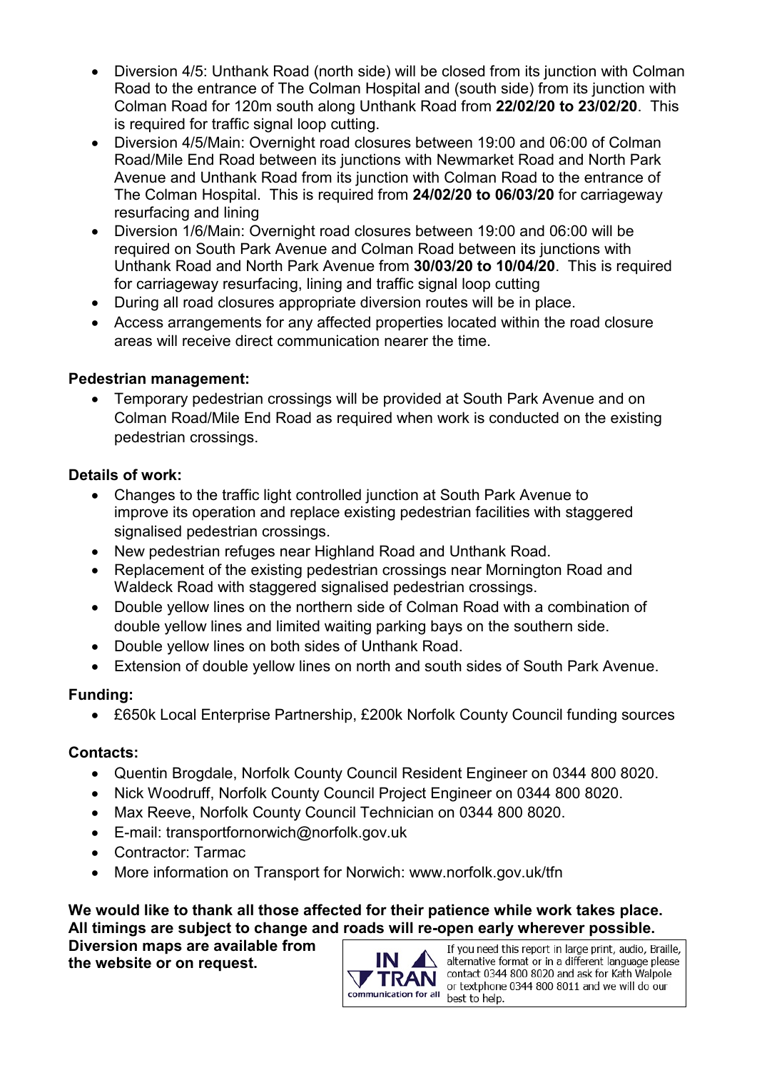- Diversion 4/5: Unthank Road (north side) will be closed from its junction with Colman Road to the entrance of The Colman Hospital and (south side) from its junction with Colman Road for 120m south along Unthank Road from **22/02/20 to 23/02/20**. This is required for traffic signal loop cutting.
- Diversion 4/5/Main: Overnight road closures between 19:00 and 06:00 of Colman Road/Mile End Road between its junctions with Newmarket Road and North Park Avenue and Unthank Road from its junction with Colman Road to the entrance of The Colman Hospital. This is required from **24/02/20 to 06/03/20** for carriageway resurfacing and lining
- Diversion 1/6/Main: Overnight road closures between 19:00 and 06:00 will be required on South Park Avenue and Colman Road between its junctions with Unthank Road and North Park Avenue from **30/03/20 to 10/04/20**. This is required for carriageway resurfacing, lining and traffic signal loop cutting
- During all road closures appropriate diversion routes will be in place.
- Access arrangements for any affected properties located within the road closure areas will receive direct communication nearer the time.

**Pedestrian management:**

- Temporary pedestrian crossings will be provided at South Park Avenue and on Colman Road/Mile End Road as required when work is conducted on the existing pedestrian crossings.

**Details of work:**

- Changes to the traffic light controlled junction at South Park Avenue to improve its operation and replace existing pedestrian facilities with staggered signalised pedestrian crossings.
- New pedestrian refuges near Highland Road and Unthank Road.
- Replacement of the existing pedestrian crossings near Mornington Road and Waldeck Road with staggered signalised pedestrian crossings.
- Double yellow lines on the northern side of Colman Road with a combination of double yellow lines and limited waiting parking bays on the southern side.
- Double yellow lines on both sides of Unthank Road.
- Extension of double yellow lines on north and south sides of South Park Avenue.

**Funding:**

- £650k Local Enterprise Partnership, £200k Norfolk County Council funding sources

**Contacts:**

- Quentin Brogdale, Norfolk County Council Resident Engineer on 0344 800 8020.
- Nick Woodruff, Norfolk County Council Project Engineer on 0344 800 8020.
- Max Reeve, Norfolk County Council Technician on 0344 800 8020.
- E-mail: transportfornorwich@norfolk.gov.uk
- Contractor: Tarmac
- More information on Transport for Norwich: www.norfolk.gov.uk/tfn

**We would like to thank all those affected for their patience while work takes place. All timings are subject to change and roads will re-open early wherever possible. Diversion maps are available from the website or on request.**

IN TRAN communication for all

If you need this report in large print, audio, Braille, alternative format or in a different language please contact 0344 800 8020 and ask for Kath Walpole or textphone 0344 800 8011 and we will do our best to help.